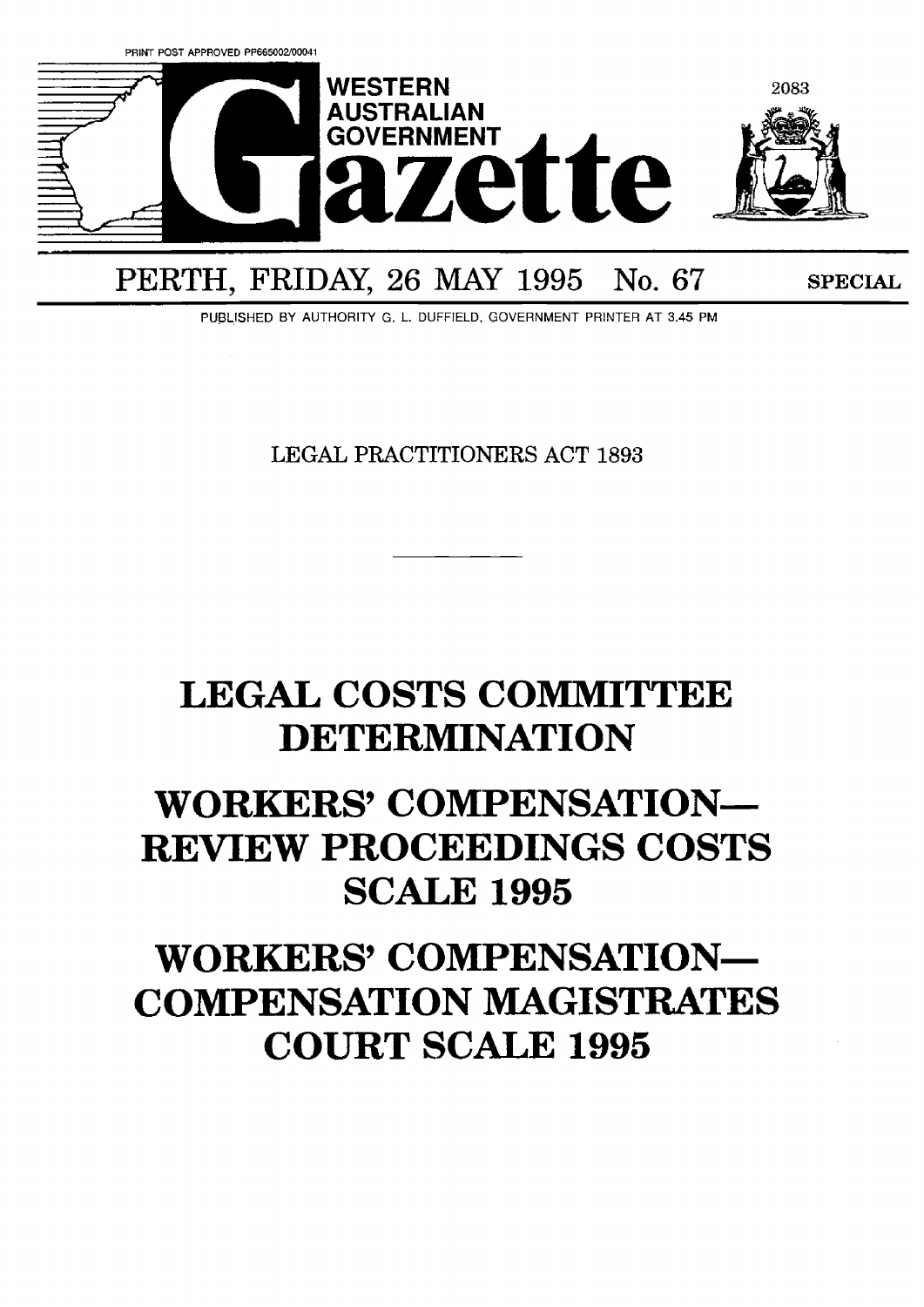PRINT POST APPROVED PP665002/00041

# WESTERN AUSTRALIAN GOVERNMENT Gazette

PERTH, FRIDAY, 26 MAY 1995 No. 67 SPECIAL

PUBLISHED BY AUTHORITY G. L. DUFFIELD, GOVERNMENT PRINTER AT 3.45 PM

LEGAL PRACTITIONERS ACT 1893

---

# LEGAL COSTS COMMITTEE DETERMINATION

# WORKERS' COMPENSATION—REVIEW PROCEEDINGS COSTS SCALE 1995

# WORKERS' COMPENSATION—COMPENSATION MAGISTRATES COURT SCALE 1995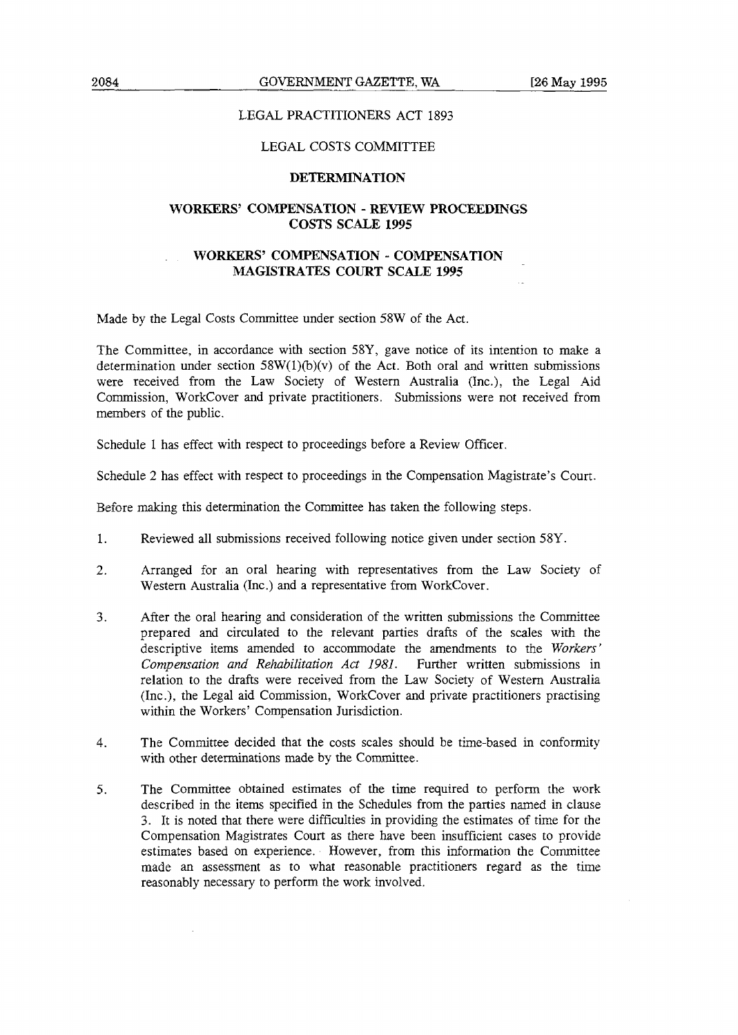LEGAL PRACTITIONERS ACT 1893

LEGAL COSTS COMMITTEE

**DETERMINATION**

**WORKERS' COMPENSATION - REVIEW PROCEEDINGS COSTS SCALE 1995**

**WORKERS' COMPENSATION - COMPENSATION MAGISTRATES COURT SCALE 1995**

Made by the Legal Costs Committee under section 58W of the Act.

The Committee, in accordance with section 58Y, gave notice of its intention to make a determination under section 58W(1)(b)(v) of the Act. Both oral and written submissions were received from the Law Society of Western Australia (Inc.), the Legal Aid Commission, WorkCover and private practitioners. Submissions were not received from members of the public.

Schedule 1 has effect with respect to proceedings before a Review Officer.

Schedule 2 has effect with respect to proceedings in the Compensation Magistrate's Court.

Before making this determination the Committee has taken the following steps.

1. Reviewed all submissions received following notice given under section 58Y.
2. Arranged for an oral hearing with representatives from the Law Society of Western Australia (Inc.) and a representative from WorkCover.
3. After the oral hearing and consideration of the written submissions the Committee prepared and circulated to the relevant parties drafts of the scales with the descriptive items amended to accommodate the amendments to the *Workers' Compensation and Rehabilitation Act 1981*. Further written submissions in relation to the drafts were received from the Law Society of Western Australia (Inc.), the Legal aid Commission, WorkCover and private practitioners practising within the Workers' Compensation Jurisdiction.
4. The Committee decided that the costs scales should be time-based in conformity with other determinations made by the Committee.
5. The Committee obtained estimates of the time required to perform the work described in the items specified in the Schedules from the parties named in clause 3. It is noted that there were difficulties in providing the estimates of time for the Compensation Magistrates Court as there have been insufficient cases to provide estimates based on experience. However, from this information the Committee made an assessment as to what reasonable practitioners regard as the time reasonably necessary to perform the work involved.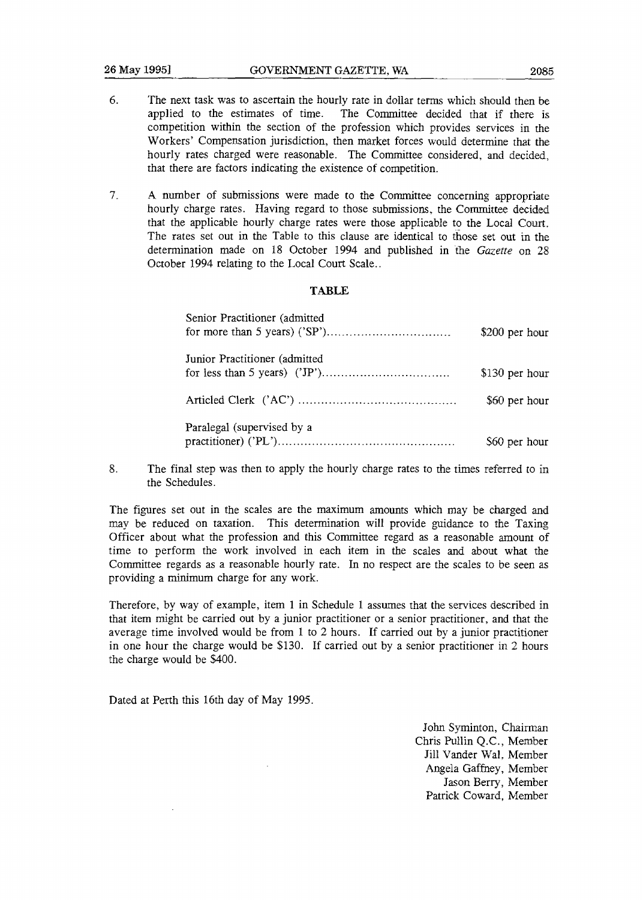6. The next task was to ascertain the hourly rate in dollar terms which should then be applied to the estimates of time. The Committee decided that if there is competition within the section of the profession which provides services in the Workers' Compensation jurisdiction, then market forces would determine that the hourly rates charged were reasonable. The Committee considered, and decided, that there are factors indicating the existence of competition.

7. A number of submissions were made to the Committee concerning appropriate hourly charge rates. Having regard to those submissions, the Committee decided that the applicable hourly charge rates were those applicable to the Local Court. The rates set out in the Table to this clause are identical to those set out in the determination made on 18 October 1994 and published in the *Gazette* on 28 October 1994 relating to the Local Court Scale..

**TABLE**

| | |
|---|---|
| Senior Practitioner (admitted for more than 5 years) ('SP') | $200 per hour |
| Junior Practitioner (admitted for less than 5 years) ('JP') | $130 per hour |
| Articled Clerk ('AC') | $60 per hour |
| Paralegal (supervised by a practitioner) ('PL') | $60 per hour |

8. The final step was then to apply the hourly charge rates to the times referred to in the Schedules.

The figures set out in the scales are the maximum amounts which may be charged and may be reduced on taxation. This determination will provide guidance to the Taxing Officer about what the profession and this Committee regard as a reasonable amount of time to perform the work involved in each item in the scales and about what the Committee regards as a reasonable hourly rate. In no respect are the scales to be seen as providing a minimum charge for any work.

Therefore, by way of example, item 1 in Schedule 1 assumes that the services described in that item might be carried out by a junior practitioner or a senior practitioner, and that the average time involved would be from 1 to 2 hours. If carried out by a junior practitioner in one hour the charge would be $130. If carried out by a senior practitioner in 2 hours the charge would be $400.

Dated at Perth this 16th day of May 1995.

John Syminton, Chairman
Chris Pullin Q.C., Member
Jill Vander Wal, Member
Angela Gaffney, Member
Jason Berry, Member
Patrick Coward, Member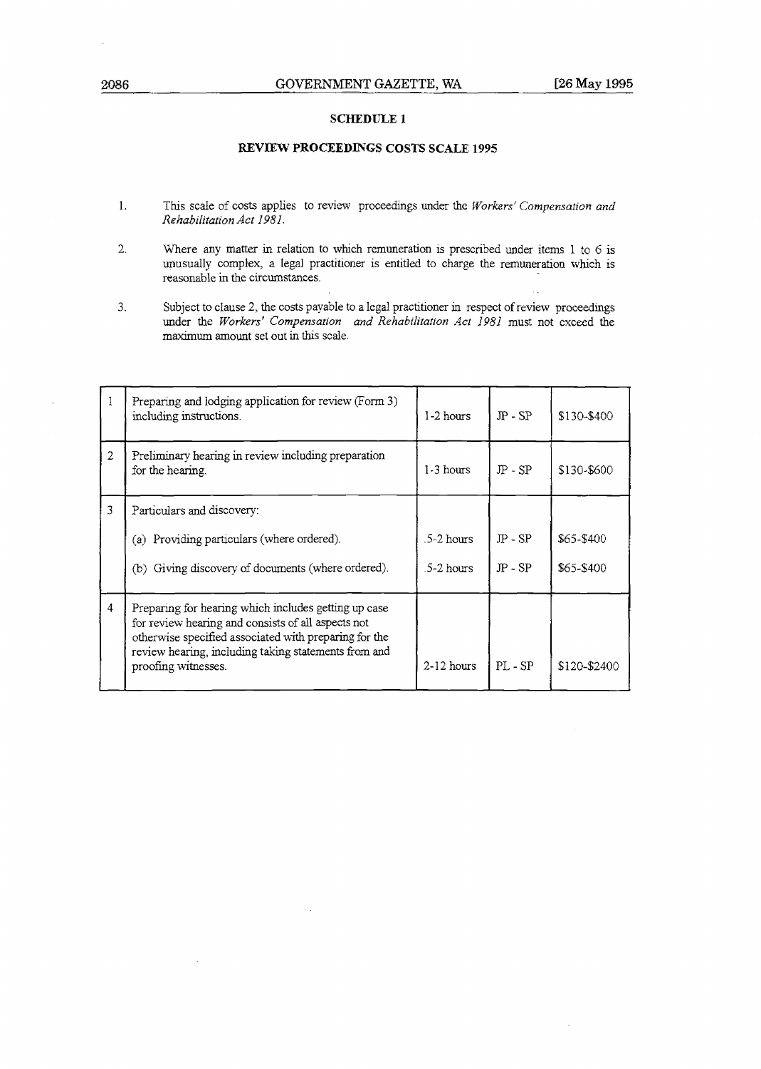## SCHEDULE 1

### REVIEW PROCEEDINGS COSTS SCALE 1995

1. This scale of costs applies to review proceedings under the *Workers' Compensation and Rehabilitation Act 1981*.

2. Where any matter in relation to which remuneration is prescribed under items 1 to 6 is unusually complex, a legal practitioner is entitled to charge the remuneration which is reasonable in the circumstances.

3. Subject to clause 2, the costs payable to a legal practitioner in respect of review proceedings under the *Workers' Compensation and Rehabilitation Act 1981* must not exceed the maximum amount set out in this scale.

| | | | | |
|---|---|---|---|---|
| 1 | Preparing and lodging application for review (Form 3) including instructions. | 1-2 hours | JP - SP | $130-$400 |
| 2 | Preliminary hearing in review including preparation for the hearing. | 1-3 hours | JP - SP | $130-$600 |
| 3 | Particulars and discovery: | | | |
| | (a) Providing particulars (where ordered). | .5-2 hours | JP - SP | $65-$400 |
| | (b) Giving discovery of documents (where ordered). | .5-2 hours | JP - SP | $65-$400 |
| 4 | Preparing for hearing which includes getting up case for review hearing and consists of all aspects not otherwise specified associated with preparing for the review hearing, including taking statements from and proofing witnesses. | 2-12 hours | PL - SP | $120-$2400 |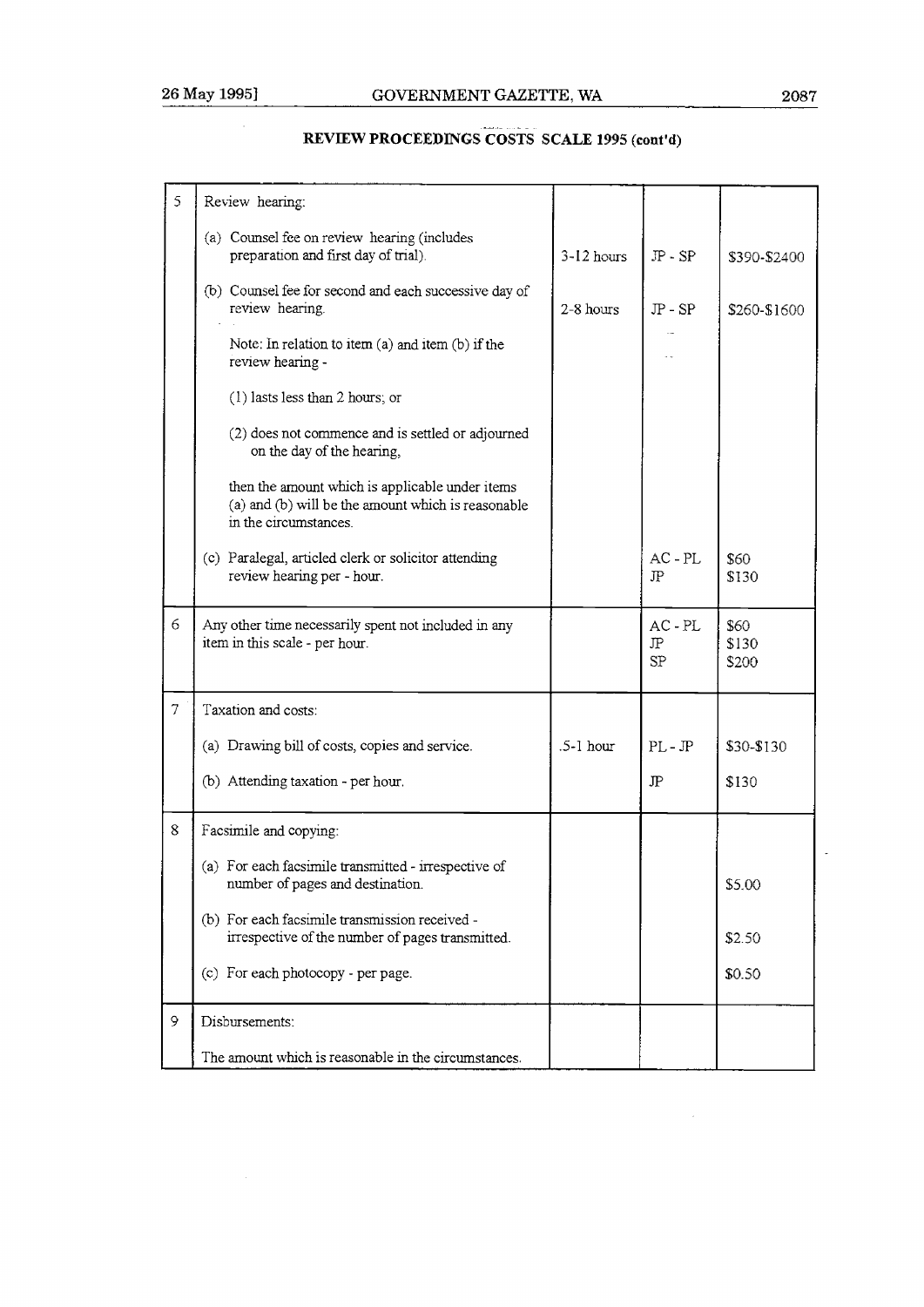## REVIEW PROCEEDINGS COSTS SCALE 1995 (cont'd)

| | | | | |
|---|---|---|---|---|
| 5 | Review hearing: | | | |
| | (a) Counsel fee on review hearing (includes preparation and first day of trial). | 3-12 hours | JP - SP | $390-$2400 |
| | (b) Counsel fee for second and each successive day of review hearing. | 2-8 hours | JP - SP | $260-$1600 |
| | Note: In relation to item (a) and item (b) if the review hearing - | | | |
| | (1) lasts less than 2 hours; or | | | |
| | (2) does not commence and is settled or adjourned on the day of the hearing, | | | |
| | then the amount which is applicable under items (a) and (b) will be the amount which is reasonable in the circumstances. | | | |
| | (c) Paralegal, articled clerk or solicitor attending review hearing per - hour. | | AC - PL<br>JP | $60<br>$130 |
| 6 | Any other time necessarily spent not included in any item in this scale - per hour. | | AC - PL<br>JP<br>SP | $60<br>$130<br>$200 |
| 7 | Taxation and costs: | | | |
| | (a) Drawing bill of costs, copies and service. | .5-1 hour | PL - JP | $30-$130 |
| | (b) Attending taxation - per hour. | | JP | $130 |
| 8 | Facsimile and copying: | | | |
| | (a) For each facsimile transmitted - irrespective of number of pages and destination. | | | $5.00 |
| | (b) For each facsimile transmission received - irrespective of the number of pages transmitted. | | | $2.50 |
| | (c) For each photocopy - per page. | | | $0.50 |
| 9 | Disbursements: | | | |
| | The amount which is reasonable in the circumstances. | | | |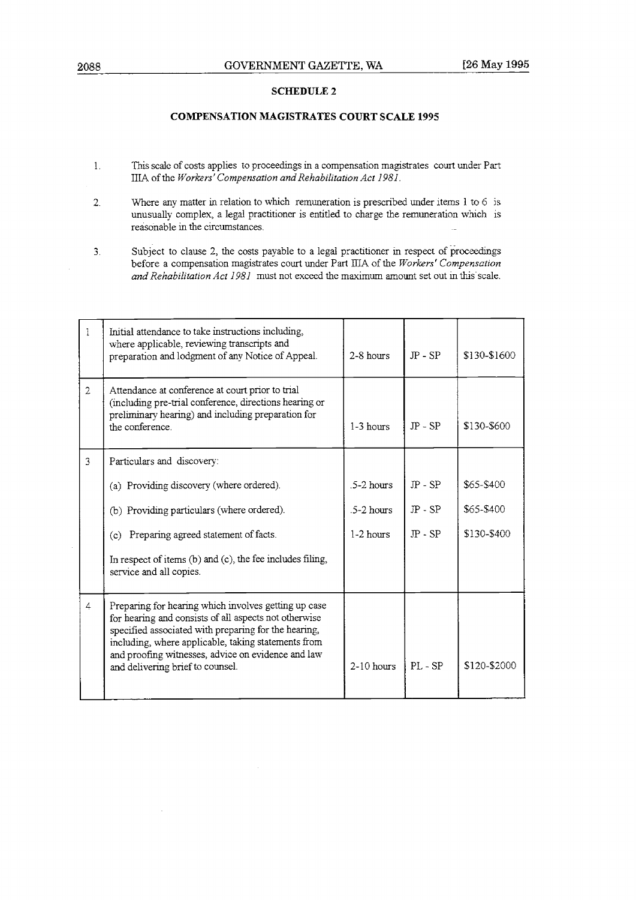## SCHEDULE 2

## COMPENSATION MAGISTRATES COURT SCALE 1995

1. This scale of costs applies to proceedings in a compensation magistrates court under Part IIIA of the *Workers' Compensation and Rehabilitation Act 1981*.

2. Where any matter in relation to which remuneration is prescribed under items 1 to 6 is unusually complex, a legal practitioner is entitled to charge the remuneration which is reasonable in the circumstances.

3. Subject to clause 2, the costs payable to a legal practitioner in respect of proceedings before a compensation magistrates court under Part IIIA of the *Workers' Compensation and Rehabilitation Act 1981* must not exceed the maximum amount set out in this scale.

| | | | | |
|---|---|---|---|---|
| 1 | Initial attendance to take instructions including, where applicable, reviewing transcripts and preparation and lodgment of any Notice of Appeal. | 2-8 hours | JP - SP | $130-$1600 |
| 2 | Attendance at conference at court prior to trial (including pre-trial conference, directions hearing or preliminary hearing) and including preparation for the conference. | 1-3 hours | JP - SP | $130-$600 |
| 3 | Particulars and discovery: | | | |
| | (a) Providing discovery (where ordered). | .5-2 hours | JP - SP | $65-$400 |
| | (b) Providing particulars (where ordered). | .5-2 hours | JP - SP | $65-$400 |
| | (c) Preparing agreed statement of facts. | 1-2 hours | JP - SP | $130-$400 |
| | In respect of items (b) and (c), the fee includes filing, service and all copies. | | | |
| 4 | Preparing for hearing which involves getting up case for hearing and consists of all aspects not otherwise specified associated with preparing for the hearing, including, where applicable, taking statements from and proofing witnesses, advice on evidence and law and delivering brief to counsel. | 2-10 hours | PL - SP | $120-$2000 |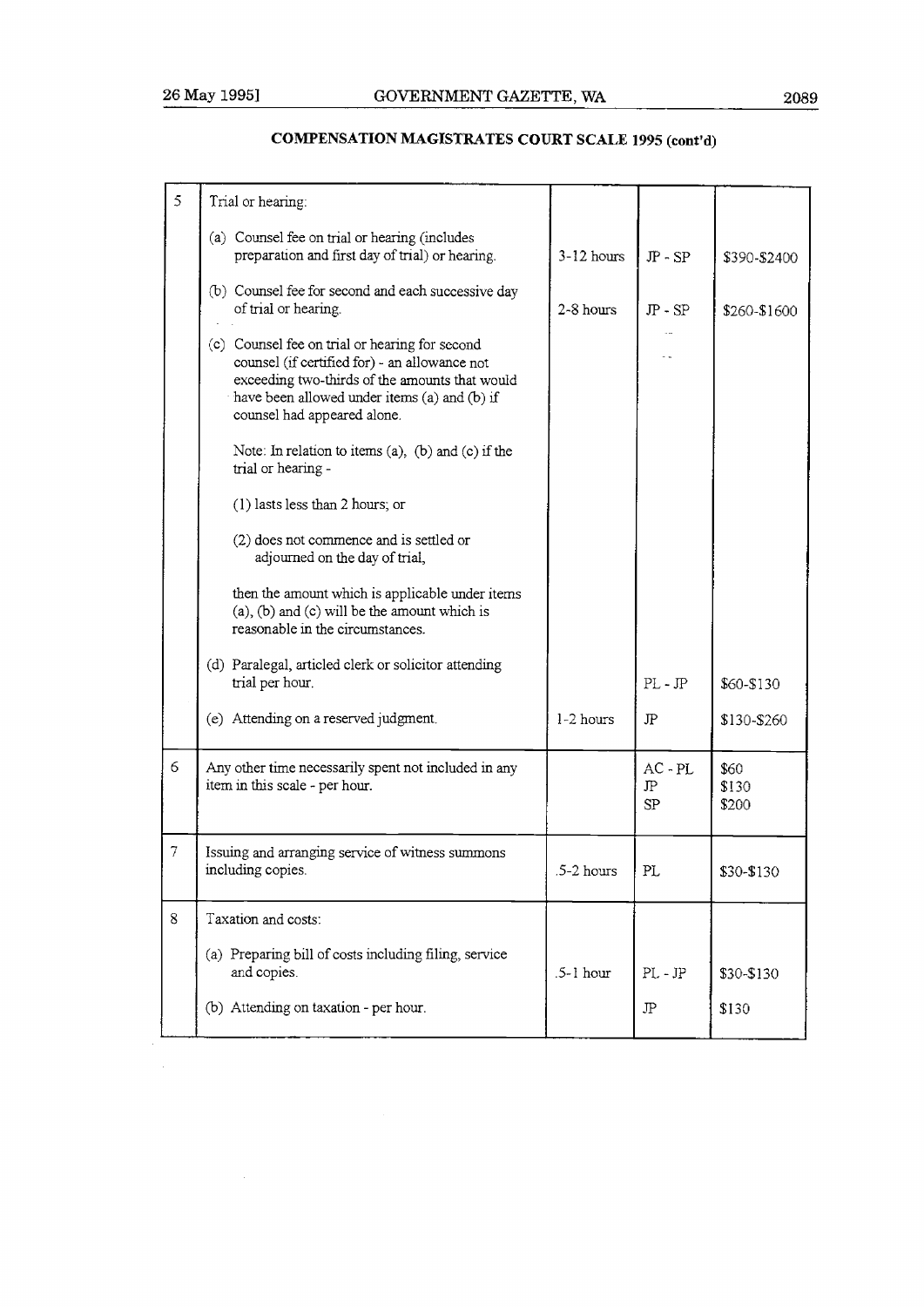## COMPENSATION MAGISTRATES COURT SCALE 1995 (cont'd)

| | | | | |
|---|---|---|---|---|
| 5 | Trial or hearing: | | | |
| | (a) Counsel fee on trial or hearing (includes preparation and first day of trial) or hearing. | 3-12 hours | JP - SP | $390-$2400 |
| | (b) Counsel fee for second and each successive day of trial or hearing. | 2-8 hours | JP - SP | $260-$1600 |
| | (c) Counsel fee on trial or hearing for second counsel (if certified for) - an allowance not exceeding two-thirds of the amounts that would have been allowed under items (a) and (b) if counsel had appeared alone.<br><br>Note: In relation to items (a), (b) and (c) if the trial or hearing -<br><br>(1) lasts less than 2 hours; or<br><br>(2) does not commence and is settled or adjourned on the day of trial,<br><br>then the amount which is applicable under items (a), (b) and (c) will be the amount which is reasonable in the circumstances. | | | |
| | (d) Paralegal, articled clerk or solicitor attending trial per hour. | | PL - JP | $60-$130 |
| | (e) Attending on a reserved judgment. | 1-2 hours | JP | $130-$260 |
| 6 | Any other time necessarily spent not included in any item in this scale - per hour. | | AC - PL<br>JP<br>SP | $60<br>$130<br>$200 |
| 7 | Issuing and arranging service of witness summons including copies. | .5-2 hours | PL | $30-$130 |
| 8 | Taxation and costs: | | | |
| | (a) Preparing bill of costs including filing, service and copies. | .5-1 hour | PL - JP | $30-$130 |
| | (b) Attending on taxation - per hour. | | JP | $130 |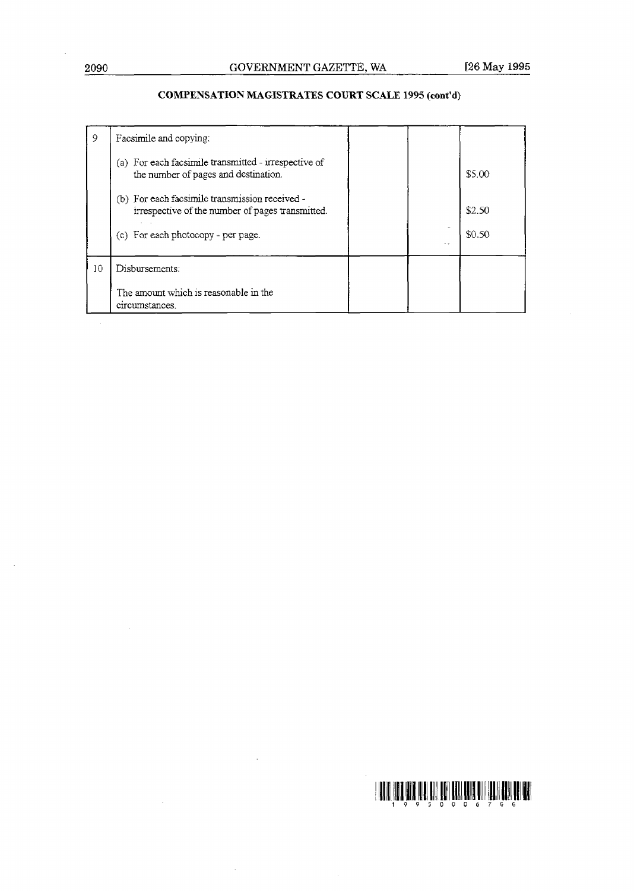## COMPENSATION MAGISTRATES COURT SCALE 1995 (cont'd)

| | | | | |
|---|---|---|---|---|
| 9 | Facsimile and copying: | | | |
| | (a) For each facsimile transmitted - irrespective of the number of pages and destination. | | | $5.00 |
| | (b) For each facsimile transmission received - irrespective of the number of pages transmitted. | | | $2.50 |
| | (c) For each photocopy - per page. | | | $0.50 |
| 10 | Disbursements: | | | |
| | The amount which is reasonable in the circumstances. | | | |